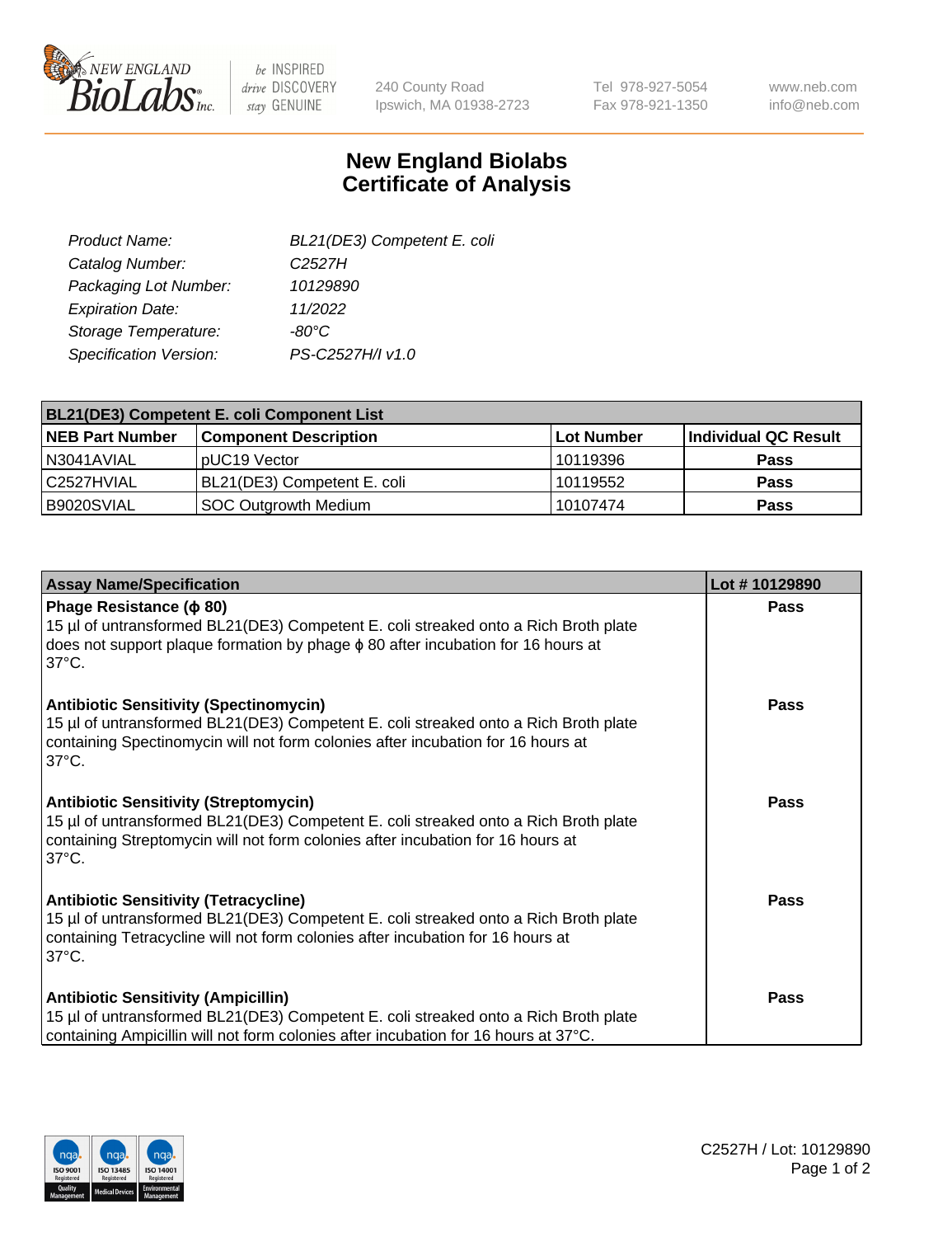240 County Road
Ipswich, MA 01938-2723

Tel 978-927-5054
Fax 978-921-1350

www.neb.com
info@neb.com

# New England Biolabs
# Certificate of Analysis

*Product Name:* *BL21(DE3) Competent E. coli*
*Catalog Number:* *C2527H*
*Packaging Lot Number:* *10129890*
*Expiration Date:* *11/2022*
*Storage Temperature:* *-80°C*
*Specification Version:* *PS-C2527H/I v1.0*

| BL21(DE3) Competent E. coli Component List | | | |
|---|---|---|---|
| **NEB Part Number** | **Component Description** | **Lot Number** | **Individual QC Result** |
| N3041AVIAL | pUC19 Vector | 10119396 | **Pass** |
| C2527HVIAL | BL21(DE3) Competent E. coli | 10119552 | **Pass** |
| B9020SVIAL | SOC Outgrowth Medium | 10107474 | **Pass** |

| Assay Name/Specification | Lot # 10129890 |
|---|---|
| **Phage Resistance (ϕ 80)** 15 µl of untransformed BL21(DE3) Competent E. coli streaked onto a Rich Broth plate does not support plaque formation by phage ϕ 80 after incubation for 16 hours at 37°C. | **Pass** |
| **Antibiotic Sensitivity (Spectinomycin)** 15 µl of untransformed BL21(DE3) Competent E. coli streaked onto a Rich Broth plate containing Spectinomycin will not form colonies after incubation for 16 hours at 37°C. | **Pass** |
| **Antibiotic Sensitivity (Streptomycin)** 15 µl of untransformed BL21(DE3) Competent E. coli streaked onto a Rich Broth plate containing Streptomycin will not form colonies after incubation for 16 hours at 37°C. | **Pass** |
| **Antibiotic Sensitivity (Tetracycline)** 15 µl of untransformed BL21(DE3) Competent E. coli streaked onto a Rich Broth plate containing Tetracycline will not form colonies after incubation for 16 hours at 37°C. | **Pass** |
| **Antibiotic Sensitivity (Ampicillin)** 15 µl of untransformed BL21(DE3) Competent E. coli streaked onto a Rich Broth plate containing Ampicillin will not form colonies after incubation for 16 hours at 37°C. | **Pass** |

C2527H / Lot: 10129890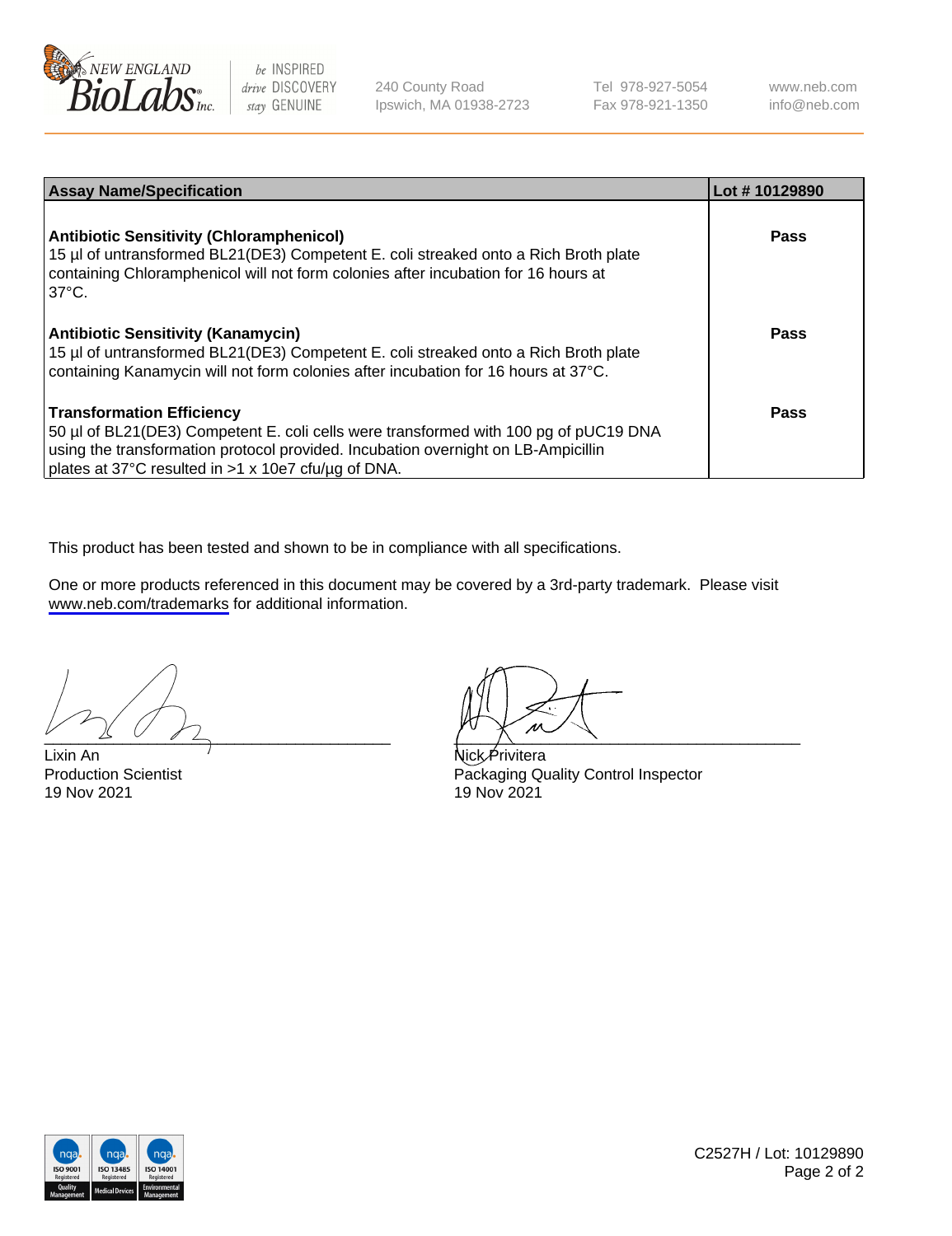240 County Road
Ipswich, MA 01938-2723

Tel 978-927-5054
Fax 978-921-1350

www.neb.com
info@neb.com

| Assay Name/Specification | Lot # 10129890 |
|---|---|
| **Antibiotic Sensitivity (Chloramphenicol)**<br>15 µl of untransformed BL21(DE3) Competent E. coli streaked onto a Rich Broth plate containing Chloramphenicol will not form colonies after incubation for 16 hours at 37°C. | **Pass** |
| **Antibiotic Sensitivity (Kanamycin)**<br>15 µl of untransformed BL21(DE3) Competent E. coli streaked onto a Rich Broth plate containing Kanamycin will not form colonies after incubation for 16 hours at 37°C. | **Pass** |
| **Transformation Efficiency**<br>50 µl of BL21(DE3) Competent E. coli cells were transformed with 100 pg of pUC19 DNA using the transformation protocol provided. Incubation overnight on LB-Ampicillin plates at 37°C resulted in >1 x 10e7 cfu/µg of DNA. | **Pass** |

This product has been tested and shown to be in compliance with all specifications.

One or more products referenced in this document may be covered by a 3rd-party trademark. Please visit www.neb.com/trademarks for additional information.

Lixin An
Production Scientist
19 Nov 2021

Nick Privitera
Packaging Quality Control Inspector
19 Nov 2021

C2527H / Lot: 10129890